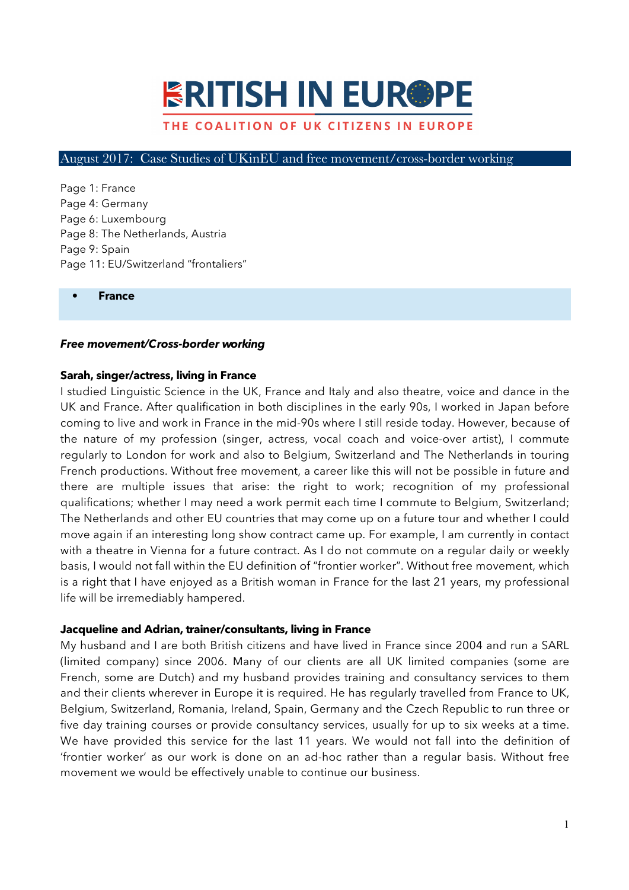# BRITISH IN EUROPE

THE COALITION OF UK CITIZENS IN EUROPE

## August 2017: Case Studies of UKinEU and free movement/cross-border working

Page 1: France
Page 4: Germany
Page 6: Luxembourg
Page 8: The Netherlands, Austria
Page 9: Spain
Page 11: EU/Switzerland "frontaliers"

## • France

### *Free movement/Cross-border working*

**Sarah, singer/actress, living in France**

I studied Linguistic Science in the UK, France and Italy and also theatre, voice and dance in the UK and France. After qualification in both disciplines in the early 90s, I worked in Japan before coming to live and work in France in the mid-90s where I still reside today. However, because of the nature of my profession (singer, actress, vocal coach and voice-over artist), I commute regularly to London for work and also to Belgium, Switzerland and The Netherlands in touring French productions. Without free movement, a career like this will not be possible in future and there are multiple issues that arise: the right to work; recognition of my professional qualifications; whether I may need a work permit each time I commute to Belgium, Switzerland; The Netherlands and other EU countries that may come up on a future tour and whether I could move again if an interesting long show contract came up. For example, I am currently in contact with a theatre in Vienna for a future contract. As I do not commute on a regular daily or weekly basis, I would not fall within the EU definition of "frontier worker". Without free movement, which is a right that I have enjoyed as a British woman in France for the last 21 years, my professional life will be irremediably hampered.

**Jacqueline and Adrian, trainer/consultants, living in France**

My husband and I are both British citizens and have lived in France since 2004 and run a SARL (limited company) since 2006. Many of our clients are all UK limited companies (some are French, some are Dutch) and my husband provides training and consultancy services to them and their clients wherever in Europe it is required. He has regularly travelled from France to UK, Belgium, Switzerland, Romania, Ireland, Spain, Germany and the Czech Republic to run three or five day training courses or provide consultancy services, usually for up to six weeks at a time. We have provided this service for the last 11 years. We would not fall into the definition of 'frontier worker' as our work is done on an ad-hoc rather than a regular basis. Without free movement we would be effectively unable to continue our business.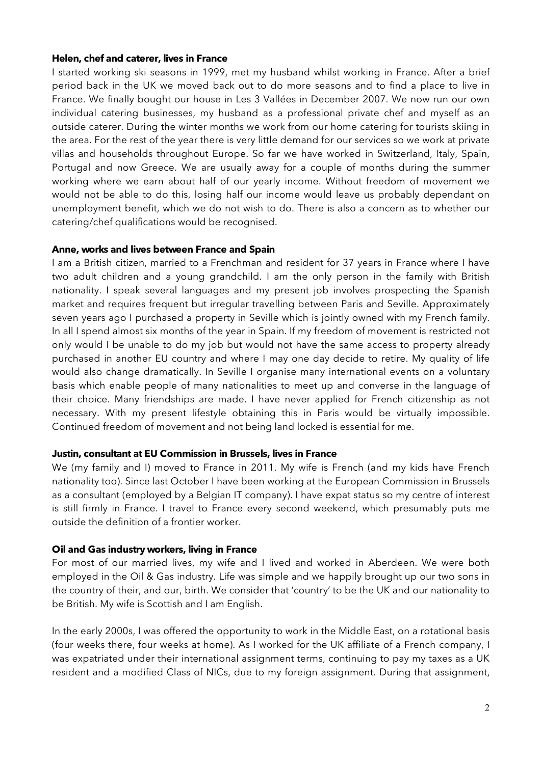**Helen, chef and caterer, lives in France**

I started working ski seasons in 1999, met my husband whilst working in France. After a brief period back in the UK we moved back out to do more seasons and to find a place to live in France. We finally bought our house in Les 3 Vallées in December 2007. We now run our own individual catering businesses, my husband as a professional private chef and myself as an outside caterer. During the winter months we work from our home catering for tourists skiing in the area. For the rest of the year there is very little demand for our services so we work at private villas and households throughout Europe. So far we have worked in Switzerland, Italy, Spain, Portugal and now Greece. We are usually away for a couple of months during the summer working where we earn about half of our yearly income. Without freedom of movement we would not be able to do this, losing half our income would leave us probably dependant on unemployment benefit, which we do not wish to do. There is also a concern as to whether our catering/chef qualifications would be recognised.

**Anne, works and lives between France and Spain**

I am a British citizen, married to a Frenchman and resident for 37 years in France where I have two adult children and a young grandchild. I am the only person in the family with British nationality. I speak several languages and my present job involves prospecting the Spanish market and requires frequent but irregular travelling between Paris and Seville. Approximately seven years ago I purchased a property in Seville which is jointly owned with my French family. In all I spend almost six months of the year in Spain. If my freedom of movement is restricted not only would I be unable to do my job but would not have the same access to property already purchased in another EU country and where I may one day decide to retire. My quality of life would also change dramatically. In Seville I organise many international events on a voluntary basis which enable people of many nationalities to meet up and converse in the language of their choice. Many friendships are made. I have never applied for French citizenship as not necessary. With my present lifestyle obtaining this in Paris would be virtually impossible. Continued freedom of movement and not being land locked is essential for me.

**Justin, consultant at EU Commission in Brussels, lives in France**

We (my family and I) moved to France in 2011. My wife is French (and my kids have French nationality too). Since last October I have been working at the European Commission in Brussels as a consultant (employed by a Belgian IT company). I have expat status so my centre of interest is still firmly in France. I travel to France every second weekend, which presumably puts me outside the definition of a frontier worker.

**Oil and Gas industry workers, living in France**

For most of our married lives, my wife and I lived and worked in Aberdeen. We were both employed in the Oil & Gas industry. Life was simple and we happily brought up our two sons in the country of their, and our, birth. We consider that 'country' to be the UK and our nationality to be British. My wife is Scottish and I am English.

In the early 2000s, I was offered the opportunity to work in the Middle East, on a rotational basis (four weeks there, four weeks at home). As I worked for the UK affiliate of a French company, I was expatriated under their international assignment terms, continuing to pay my taxes as a UK resident and a modified Class of NICs, due to my foreign assignment. During that assignment,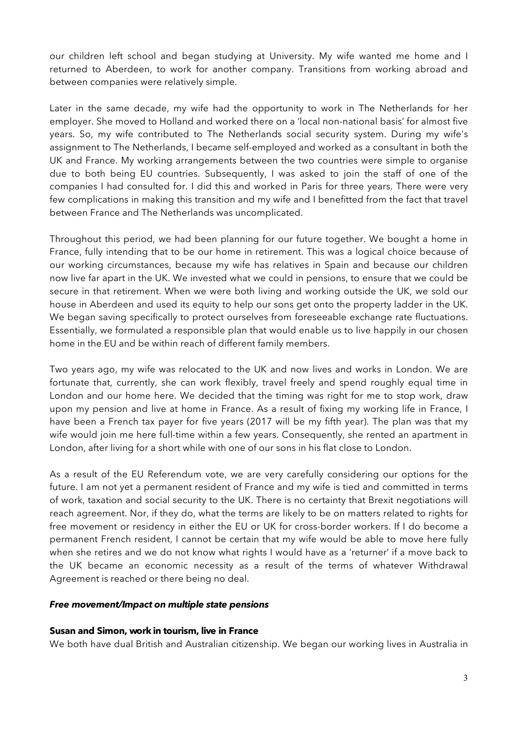our children left school and began studying at University. My wife wanted me home and I returned to Aberdeen, to work for another company. Transitions from working abroad and between companies were relatively simple.

Later in the same decade, my wife had the opportunity to work in The Netherlands for her employer. She moved to Holland and worked there on a 'local non-national basis' for almost five years. So, my wife contributed to The Netherlands social security system. During my wife's assignment to The Netherlands, I became self-employed and worked as a consultant in both the UK and France. My working arrangements between the two countries were simple to organise due to both being EU countries. Subsequently, I was asked to join the staff of one of the companies I had consulted for. I did this and worked in Paris for three years. There were very few complications in making this transition and my wife and I benefitted from the fact that travel between France and The Netherlands was uncomplicated.

Throughout this period, we had been planning for our future together. We bought a home in France, fully intending that to be our home in retirement. This was a logical choice because of our working circumstances, because my wife has relatives in Spain and because our children now live far apart in the UK. We invested what we could in pensions, to ensure that we could be secure in that retirement. When we were both living and working outside the UK, we sold our house in Aberdeen and used its equity to help our sons get onto the property ladder in the UK. We began saving specifically to protect ourselves from foreseeable exchange rate fluctuations. Essentially, we formulated a responsible plan that would enable us to live happily in our chosen home in the EU and be within reach of different family members.

Two years ago, my wife was relocated to the UK and now lives and works in London. We are fortunate that, currently, she can work flexibly, travel freely and spend roughly equal time in London and our home here. We decided that the timing was right for me to stop work, draw upon my pension and live at home in France. As a result of fixing my working life in France, I have been a French tax payer for five years (2017 will be my fifth year). The plan was that my wife would join me here full-time within a few years. Consequently, she rented an apartment in London, after living for a short while with one of our sons in his flat close to London.

As a result of the EU Referendum vote, we are very carefully considering our options for the future. I am not yet a permanent resident of France and my wife is tied and committed in terms of work, taxation and social security to the UK. There is no certainty that Brexit negotiations will reach agreement. Nor, if they do, what the terms are likely to be on matters related to rights for free movement or residency in either the EU or UK for cross-border workers. If I do become a permanent French resident, I cannot be certain that my wife would be able to move here fully when she retires and we do not know what rights I would have as a 'returner' if a move back to the UK became an economic necessity as a result of the terms of whatever Withdrawal Agreement is reached or there being no deal.

***Free movement/Impact on multiple state pensions***

**Susan and Simon, work in tourism, live in France**

We both have dual British and Australian citizenship. We began our working lives in Australia in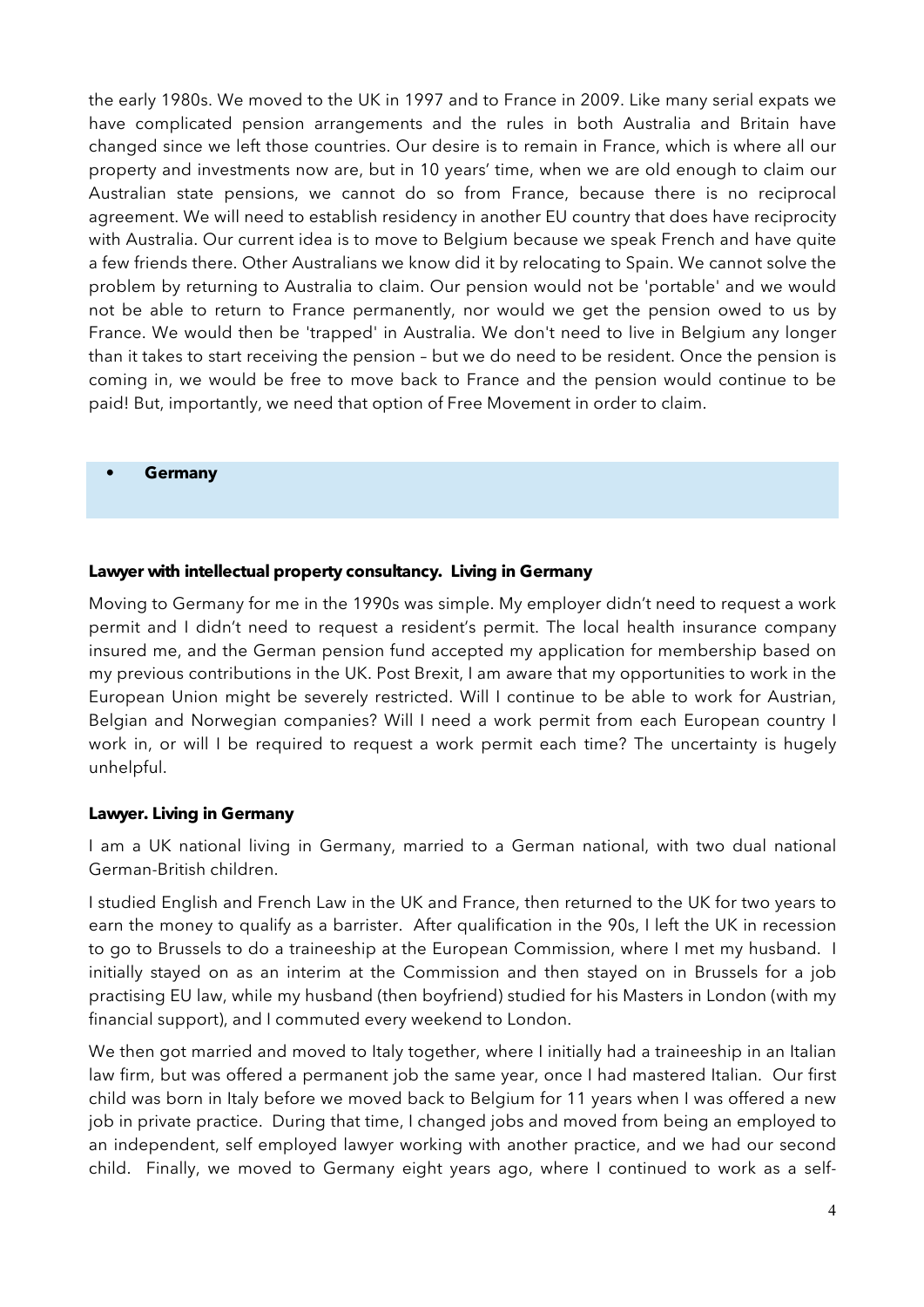the early 1980s. We moved to the UK in 1997 and to France in 2009. Like many serial expats we have complicated pension arrangements and the rules in both Australia and Britain have changed since we left those countries. Our desire is to remain in France, which is where all our property and investments now are, but in 10 years' time, when we are old enough to claim our Australian state pensions, we cannot do so from France, because there is no reciprocal agreement. We will need to establish residency in another EU country that does have reciprocity with Australia. Our current idea is to move to Belgium because we speak French and have quite a few friends there. Other Australians we know did it by relocating to Spain. We cannot solve the problem by returning to Australia to claim. Our pension would not be 'portable' and we would not be able to return to France permanently, nor would we get the pension owed to us by France. We would then be 'trapped' in Australia. We don't need to live in Belgium any longer than it takes to start receiving the pension – but we do need to be resident. Once the pension is coming in, we would be free to move back to France and the pension would continue to be paid! But, importantly, we need that option of Free Movement in order to claim.

- **Germany**

**Lawyer with intellectual property consultancy. Living in Germany**

Moving to Germany for me in the 1990s was simple. My employer didn't need to request a work permit and I didn't need to request a resident's permit. The local health insurance company insured me, and the German pension fund accepted my application for membership based on my previous contributions in the UK. Post Brexit, I am aware that my opportunities to work in the European Union might be severely restricted. Will I continue to be able to work for Austrian, Belgian and Norwegian companies? Will I need a work permit from each European country I work in, or will I be required to request a work permit each time? The uncertainty is hugely unhelpful.

**Lawyer. Living in Germany**

I am a UK national living in Germany, married to a German national, with two dual national German-British children.

I studied English and French Law in the UK and France, then returned to the UK for two years to earn the money to qualify as a barrister. After qualification in the 90s, I left the UK in recession to go to Brussels to do a traineeship at the European Commission, where I met my husband. I initially stayed on as an interim at the Commission and then stayed on in Brussels for a job practising EU law, while my husband (then boyfriend) studied for his Masters in London (with my financial support), and I commuted every weekend to London.

We then got married and moved to Italy together, where I initially had a traineeship in an Italian law firm, but was offered a permanent job the same year, once I had mastered Italian. Our first child was born in Italy before we moved back to Belgium for 11 years when I was offered a new job in private practice. During that time, I changed jobs and moved from being an employed to an independent, self employed lawyer working with another practice, and we had our second child. Finally, we moved to Germany eight years ago, where I continued to work as a self-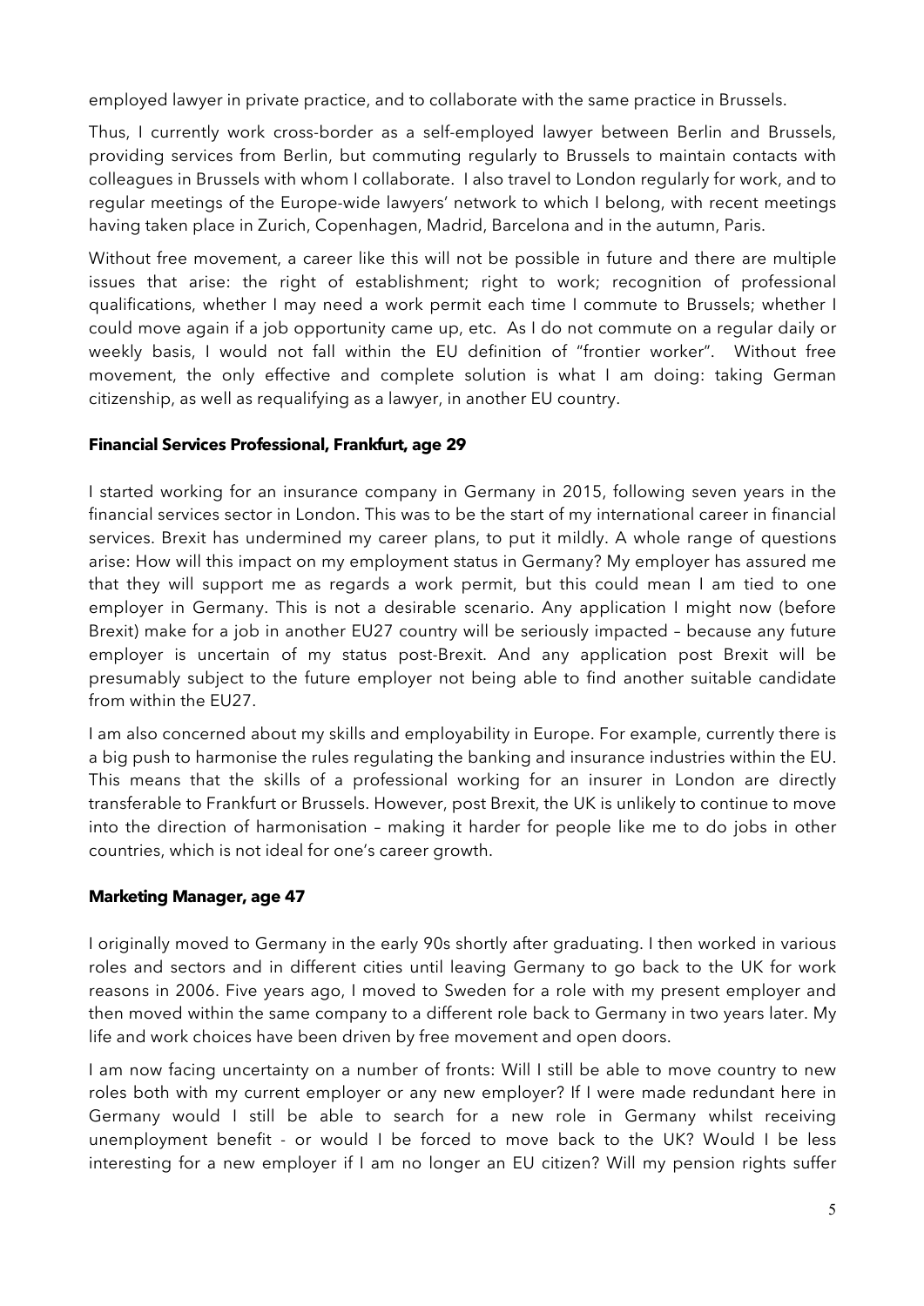employed lawyer in private practice, and to collaborate with the same practice in Brussels.

Thus, I currently work cross-border as a self-employed lawyer between Berlin and Brussels, providing services from Berlin, but commuting regularly to Brussels to maintain contacts with colleagues in Brussels with whom I collaborate. I also travel to London regularly for work, and to regular meetings of the Europe-wide lawyers' network to which I belong, with recent meetings having taken place in Zurich, Copenhagen, Madrid, Barcelona and in the autumn, Paris.

Without free movement, a career like this will not be possible in future and there are multiple issues that arise: the right of establishment; right to work; recognition of professional qualifications, whether I may need a work permit each time I commute to Brussels; whether I could move again if a job opportunity came up, etc. As I do not commute on a regular daily or weekly basis, I would not fall within the EU definition of "frontier worker". Without free movement, the only effective and complete solution is what I am doing: taking German citizenship, as well as requalifying as a lawyer, in another EU country.

**Financial Services Professional, Frankfurt, age 29**

I started working for an insurance company in Germany in 2015, following seven years in the financial services sector in London. This was to be the start of my international career in financial services. Brexit has undermined my career plans, to put it mildly. A whole range of questions arise: How will this impact on my employment status in Germany? My employer has assured me that they will support me as regards a work permit, but this could mean I am tied to one employer in Germany. This is not a desirable scenario. Any application I might now (before Brexit) make for a job in another EU27 country will be seriously impacted – because any future employer is uncertain of my status post-Brexit. And any application post Brexit will be presumably subject to the future employer not being able to find another suitable candidate from within the EU27.

I am also concerned about my skills and employability in Europe. For example, currently there is a big push to harmonise the rules regulating the banking and insurance industries within the EU. This means that the skills of a professional working for an insurer in London are directly transferable to Frankfurt or Brussels. However, post Brexit, the UK is unlikely to continue to move into the direction of harmonisation – making it harder for people like me to do jobs in other countries, which is not ideal for one's career growth.

**Marketing Manager, age 47**

I originally moved to Germany in the early 90s shortly after graduating. I then worked in various roles and sectors and in different cities until leaving Germany to go back to the UK for work reasons in 2006. Five years ago, I moved to Sweden for a role with my present employer and then moved within the same company to a different role back to Germany in two years later. My life and work choices have been driven by free movement and open doors.

I am now facing uncertainty on a number of fronts: Will I still be able to move country to new roles both with my current employer or any new employer? If I were made redundant here in Germany would I still be able to search for a new role in Germany whilst receiving unemployment benefit - or would I be forced to move back to the UK? Would I be less interesting for a new employer if I am no longer an EU citizen? Will my pension rights suffer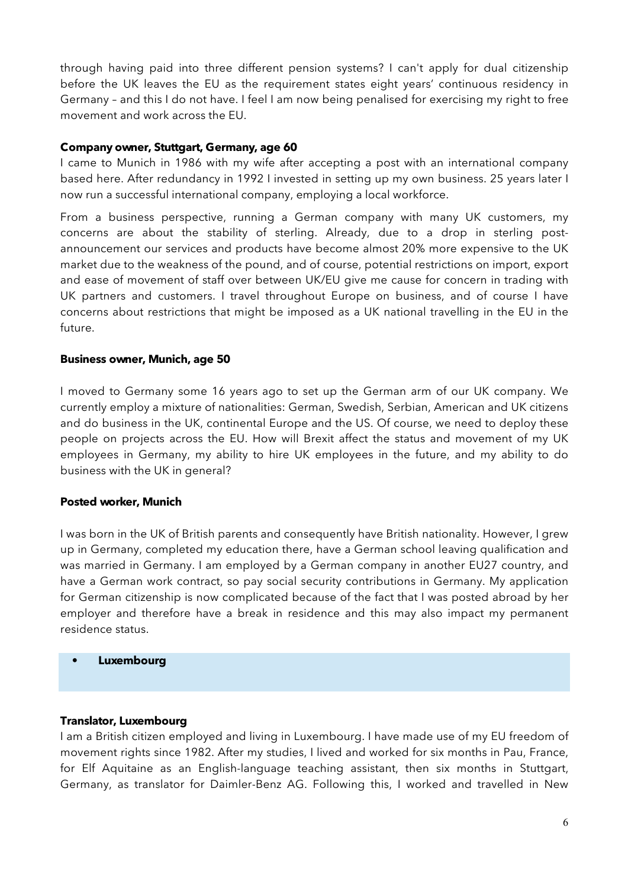through having paid into three different pension systems? I can't apply for dual citizenship before the UK leaves the EU as the requirement states eight years' continuous residency in Germany – and this I do not have. I feel I am now being penalised for exercising my right to free movement and work across the EU.

**Company owner, Stuttgart, Germany, age 60**

I came to Munich in 1986 with my wife after accepting a post with an international company based here. After redundancy in 1992 I invested in setting up my own business. 25 years later I now run a successful international company, employing a local workforce.

From a business perspective, running a German company with many UK customers, my concerns are about the stability of sterling. Already, due to a drop in sterling post-announcement our services and products have become almost 20% more expensive to the UK market due to the weakness of the pound, and of course, potential restrictions on import, export and ease of movement of staff over between UK/EU give me cause for concern in trading with UK partners and customers. I travel throughout Europe on business, and of course I have concerns about restrictions that might be imposed as a UK national travelling in the EU in the future.

**Business owner, Munich, age 50**

I moved to Germany some 16 years ago to set up the German arm of our UK company. We currently employ a mixture of nationalities: German, Swedish, Serbian, American and UK citizens and do business in the UK, continental Europe and the US. Of course, we need to deploy these people on projects across the EU. How will Brexit affect the status and movement of my UK employees in Germany, my ability to hire UK employees in the future, and my ability to do business with the UK in general?

**Posted worker, Munich**

I was born in the UK of British parents and consequently have British nationality. However, I grew up in Germany, completed my education there, have a German school leaving qualification and was married in Germany. I am employed by a German company in another EU27 country, and have a German work contract, so pay social security contributions in Germany. My application for German citizenship is now complicated because of the fact that I was posted abroad by her employer and therefore have a break in residence and this may also impact my permanent residence status.

- **Luxembourg**

**Translator, Luxembourg**

I am a British citizen employed and living in Luxembourg. I have made use of my EU freedom of movement rights since 1982. After my studies, I lived and worked for six months in Pau, France, for Elf Aquitaine as an English-language teaching assistant, then six months in Stuttgart, Germany, as translator for Daimler-Benz AG. Following this, I worked and travelled in New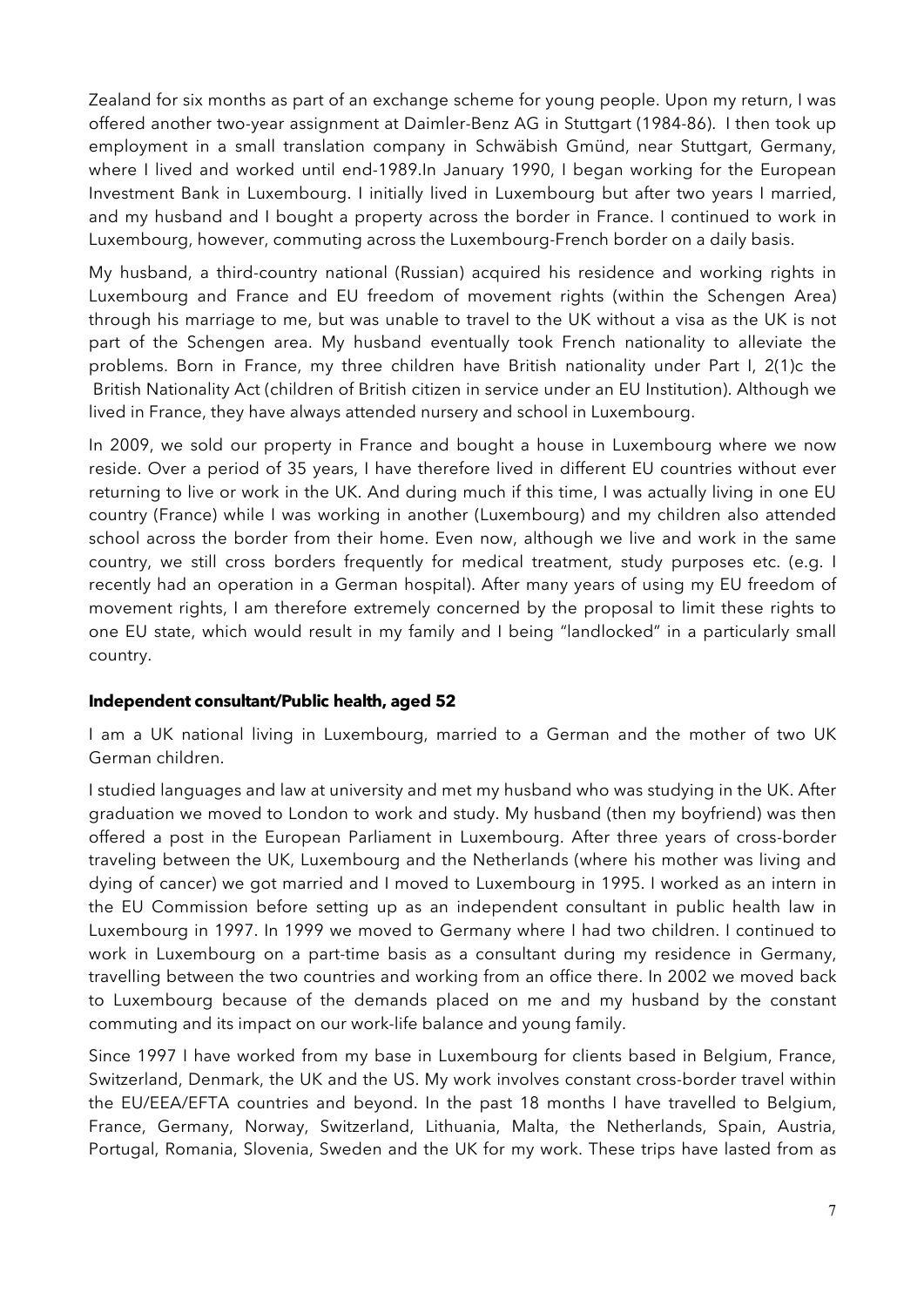Zealand for six months as part of an exchange scheme for young people. Upon my return, I was offered another two-year assignment at Daimler-Benz AG in Stuttgart (1984-86). I then took up employment in a small translation company in Schwäbish Gmünd, near Stuttgart, Germany, where I lived and worked until end-1989.In January 1990, I began working for the European Investment Bank in Luxembourg. I initially lived in Luxembourg but after two years I married, and my husband and I bought a property across the border in France. I continued to work in Luxembourg, however, commuting across the Luxembourg-French border on a daily basis.

My husband, a third-country national (Russian) acquired his residence and working rights in Luxembourg and France and EU freedom of movement rights (within the Schengen Area) through his marriage to me, but was unable to travel to the UK without a visa as the UK is not part of the Schengen area. My husband eventually took French nationality to alleviate the problems. Born in France, my three children have British nationality under Part I, 2(1)c the British Nationality Act (children of British citizen in service under an EU Institution). Although we lived in France, they have always attended nursery and school in Luxembourg.

In 2009, we sold our property in France and bought a house in Luxembourg where we now reside. Over a period of 35 years, I have therefore lived in different EU countries without ever returning to live or work in the UK. And during much if this time, I was actually living in one EU country (France) while I was working in another (Luxembourg) and my children also attended school across the border from their home. Even now, although we live and work in the same country, we still cross borders frequently for medical treatment, study purposes etc. (e.g. I recently had an operation in a German hospital). After many years of using my EU freedom of movement rights, I am therefore extremely concerned by the proposal to limit these rights to one EU state, which would result in my family and I being "landlocked" in a particularly small country.

**Independent consultant/Public health, aged 52**

I am a UK national living in Luxembourg, married to a German and the mother of two UK German children.

I studied languages and law at university and met my husband who was studying in the UK. After graduation we moved to London to work and study. My husband (then my boyfriend) was then offered a post in the European Parliament in Luxembourg. After three years of cross-border traveling between the UK, Luxembourg and the Netherlands (where his mother was living and dying of cancer) we got married and I moved to Luxembourg in 1995. I worked as an intern in the EU Commission before setting up as an independent consultant in public health law in Luxembourg in 1997. In 1999 we moved to Germany where I had two children. I continued to work in Luxembourg on a part-time basis as a consultant during my residence in Germany, travelling between the two countries and working from an office there. In 2002 we moved back to Luxembourg because of the demands placed on me and my husband by the constant commuting and its impact on our work-life balance and young family.

Since 1997 I have worked from my base in Luxembourg for clients based in Belgium, France, Switzerland, Denmark, the UK and the US. My work involves constant cross-border travel within the EU/EEA/EFTA countries and beyond. In the past 18 months I have travelled to Belgium, France, Germany, Norway, Switzerland, Lithuania, Malta, the Netherlands, Spain, Austria, Portugal, Romania, Slovenia, Sweden and the UK for my work. These trips have lasted from as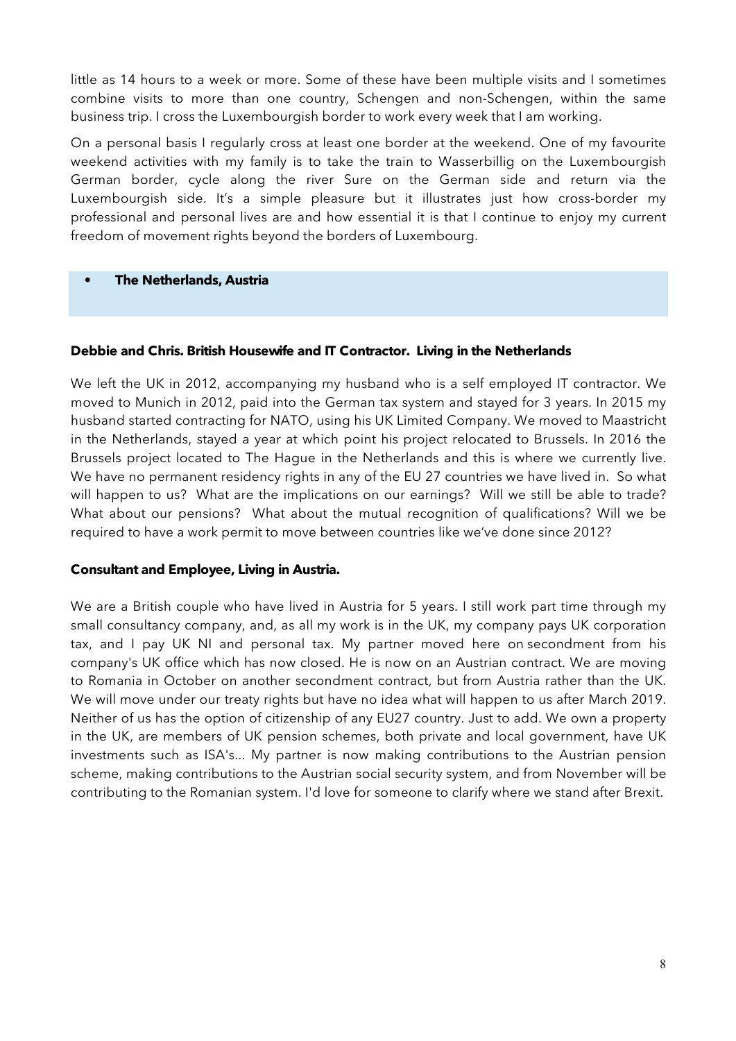little as 14 hours to a week or more. Some of these have been multiple visits and I sometimes combine visits to more than one country, Schengen and non-Schengen, within the same business trip. I cross the Luxembourgish border to work every week that I am working.

On a personal basis I regularly cross at least one border at the weekend. One of my favourite weekend activities with my family is to take the train to Wasserbillig on the Luxembourgish German border, cycle along the river Sure on the German side and return via the Luxembourgish side. It's a simple pleasure but it illustrates just how cross-border my professional and personal lives are and how essential it is that I continue to enjoy my current freedom of movement rights beyond the borders of Luxembourg.

- **The Netherlands, Austria**

**Debbie and Chris. British Housewife and IT Contractor. Living in the Netherlands**

We left the UK in 2012, accompanying my husband who is a self employed IT contractor. We moved to Munich in 2012, paid into the German tax system and stayed for 3 years. In 2015 my husband started contracting for NATO, using his UK Limited Company. We moved to Maastricht in the Netherlands, stayed a year at which point his project relocated to Brussels. In 2016 the Brussels project located to The Hague in the Netherlands and this is where we currently live. We have no permanent residency rights in any of the EU 27 countries we have lived in. So what will happen to us? What are the implications on our earnings? Will we still be able to trade? What about our pensions? What about the mutual recognition of qualifications? Will we be required to have a work permit to move between countries like we've done since 2012?

**Consultant and Employee, Living in Austria.**

We are a British couple who have lived in Austria for 5 years. I still work part time through my small consultancy company, and, as all my work is in the UK, my company pays UK corporation tax, and I pay UK NI and personal tax. My partner moved here on secondment from his company's UK office which has now closed. He is now on an Austrian contract. We are moving to Romania in October on another secondment contract, but from Austria rather than the UK. We will move under our treaty rights but have no idea what will happen to us after March 2019. Neither of us has the option of citizenship of any EU27 country. Just to add. We own a property in the UK, are members of UK pension schemes, both private and local government, have UK investments such as ISA's... My partner is now making contributions to the Austrian pension scheme, making contributions to the Austrian social security system, and from November will be contributing to the Romanian system. I'd love for someone to clarify where we stand after Brexit.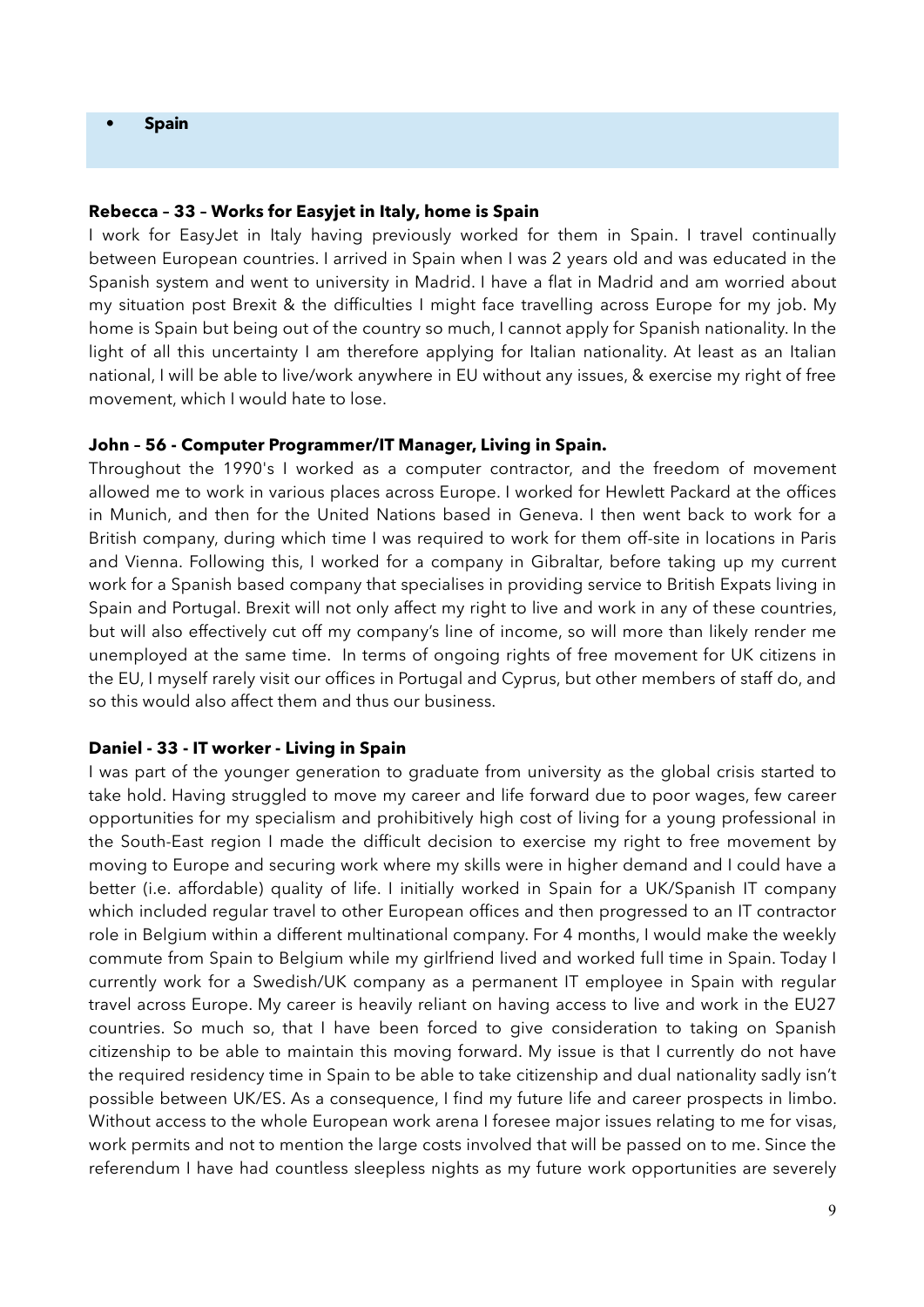- **Spain**

**Rebecca – 33 – Works for Easyjet in Italy, home is Spain**

I work for EasyJet in Italy having previously worked for them in Spain. I travel continually between European countries. I arrived in Spain when I was 2 years old and was educated in the Spanish system and went to university in Madrid. I have a flat in Madrid and am worried about my situation post Brexit & the difficulties I might face travelling across Europe for my job. My home is Spain but being out of the country so much, I cannot apply for Spanish nationality. In the light of all this uncertainty I am therefore applying for Italian nationality. At least as an Italian national, I will be able to live/work anywhere in EU without any issues, & exercise my right of free movement, which I would hate to lose.

**John – 56 - Computer Programmer/IT Manager, Living in Spain.**

Throughout the 1990's I worked as a computer contractor, and the freedom of movement allowed me to work in various places across Europe. I worked for Hewlett Packard at the offices in Munich, and then for the United Nations based in Geneva. I then went back to work for a British company, during which time I was required to work for them off-site in locations in Paris and Vienna. Following this, I worked for a company in Gibraltar, before taking up my current work for a Spanish based company that specialises in providing service to British Expats living in Spain and Portugal. Brexit will not only affect my right to live and work in any of these countries, but will also effectively cut off my company's line of income, so will more than likely render me unemployed at the same time. In terms of ongoing rights of free movement for UK citizens in the EU, I myself rarely visit our offices in Portugal and Cyprus, but other members of staff do, and so this would also affect them and thus our business.

**Daniel - 33 - IT worker - Living in Spain**

I was part of the younger generation to graduate from university as the global crisis started to take hold. Having struggled to move my career and life forward due to poor wages, few career opportunities for my specialism and prohibitively high cost of living for a young professional in the South-East region I made the difficult decision to exercise my right to free movement by moving to Europe and securing work where my skills were in higher demand and I could have a better (i.e. affordable) quality of life. I initially worked in Spain for a UK/Spanish IT company which included regular travel to other European offices and then progressed to an IT contractor role in Belgium within a different multinational company. For 4 months, I would make the weekly commute from Spain to Belgium while my girlfriend lived and worked full time in Spain. Today I currently work for a Swedish/UK company as a permanent IT employee in Spain with regular travel across Europe. My career is heavily reliant on having access to live and work in the EU27 countries. So much so, that I have been forced to give consideration to taking on Spanish citizenship to be able to maintain this moving forward. My issue is that I currently do not have the required residency time in Spain to be able to take citizenship and dual nationality sadly isn't possible between UK/ES. As a consequence, I find my future life and career prospects in limbo. Without access to the whole European work arena I foresee major issues relating to me for visas, work permits and not to mention the large costs involved that will be passed on to me. Since the referendum I have had countless sleepless nights as my future work opportunities are severely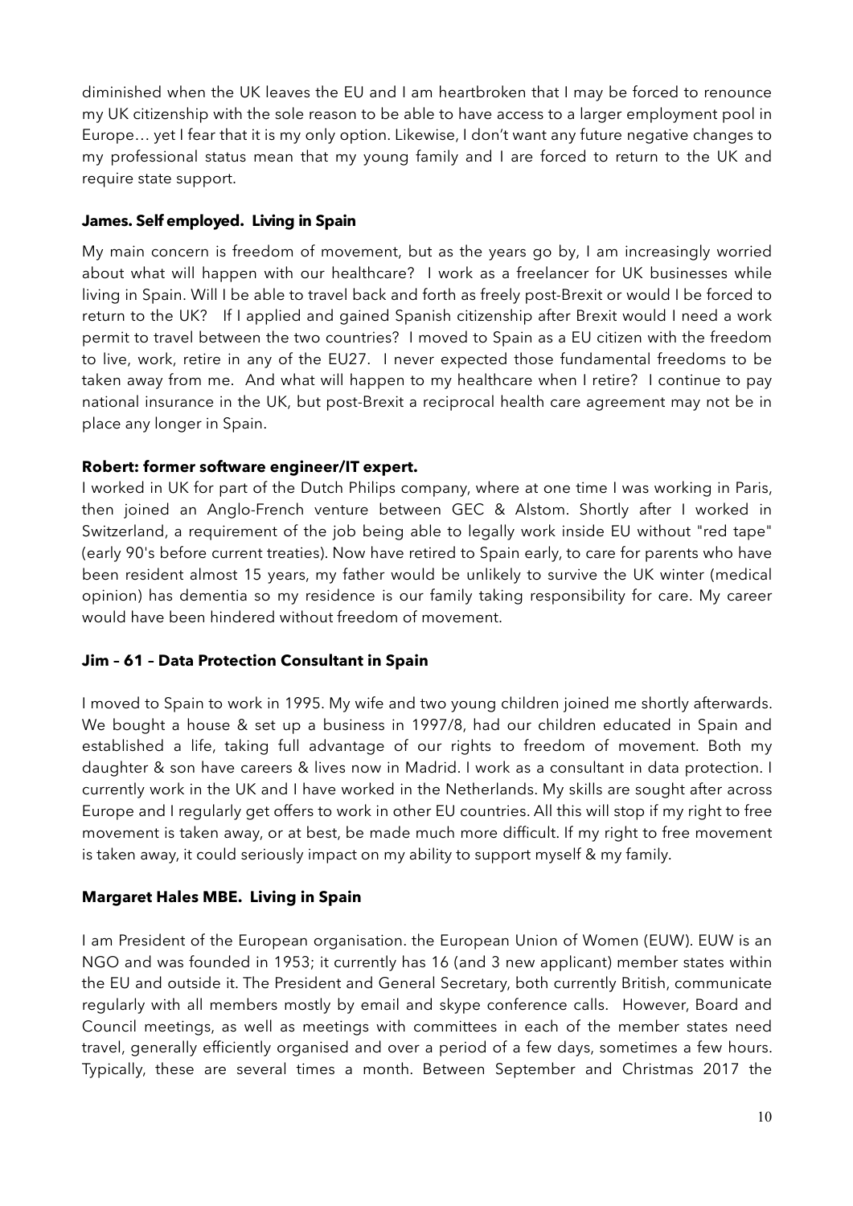diminished when the UK leaves the EU and I am heartbroken that I may be forced to renounce my UK citizenship with the sole reason to be able to have access to a larger employment pool in Europe… yet I fear that it is my only option. Likewise, I don't want any future negative changes to my professional status mean that my young family and I are forced to return to the UK and require state support.

**James. Self employed. Living in Spain**

My main concern is freedom of movement, but as the years go by, I am increasingly worried about what will happen with our healthcare? I work as a freelancer for UK businesses while living in Spain. Will I be able to travel back and forth as freely post-Brexit or would I be forced to return to the UK? If I applied and gained Spanish citizenship after Brexit would I need a work permit to travel between the two countries? I moved to Spain as a EU citizen with the freedom to live, work, retire in any of the EU27. I never expected those fundamental freedoms to be taken away from me. And what will happen to my healthcare when I retire? I continue to pay national insurance in the UK, but post-Brexit a reciprocal health care agreement may not be in place any longer in Spain.

**Robert: former software engineer/IT expert.**

I worked in UK for part of the Dutch Philips company, where at one time I was working in Paris, then joined an Anglo-French venture between GEC & Alstom. Shortly after I worked in Switzerland, a requirement of the job being able to legally work inside EU without "red tape" (early 90's before current treaties). Now have retired to Spain early, to care for parents who have been resident almost 15 years, my father would be unlikely to survive the UK winter (medical opinion) has dementia so my residence is our family taking responsibility for care. My career would have been hindered without freedom of movement.

**Jim – 61 – Data Protection Consultant in Spain**

I moved to Spain to work in 1995. My wife and two young children joined me shortly afterwards. We bought a house & set up a business in 1997/8, had our children educated in Spain and established a life, taking full advantage of our rights to freedom of movement. Both my daughter & son have careers & lives now in Madrid. I work as a consultant in data protection. I currently work in the UK and I have worked in the Netherlands. My skills are sought after across Europe and I regularly get offers to work in other EU countries. All this will stop if my right to free movement is taken away, or at best, be made much more difficult. If my right to free movement is taken away, it could seriously impact on my ability to support myself & my family.

**Margaret Hales MBE. Living in Spain**

I am President of the European organisation. the European Union of Women (EUW). EUW is an NGO and was founded in 1953; it currently has 16 (and 3 new applicant) member states within the EU and outside it. The President and General Secretary, both currently British, communicate regularly with all members mostly by email and skype conference calls. However, Board and Council meetings, as well as meetings with committees in each of the member states need travel, generally efficiently organised and over a period of a few days, sometimes a few hours. Typically, these are several times a month. Between September and Christmas 2017 the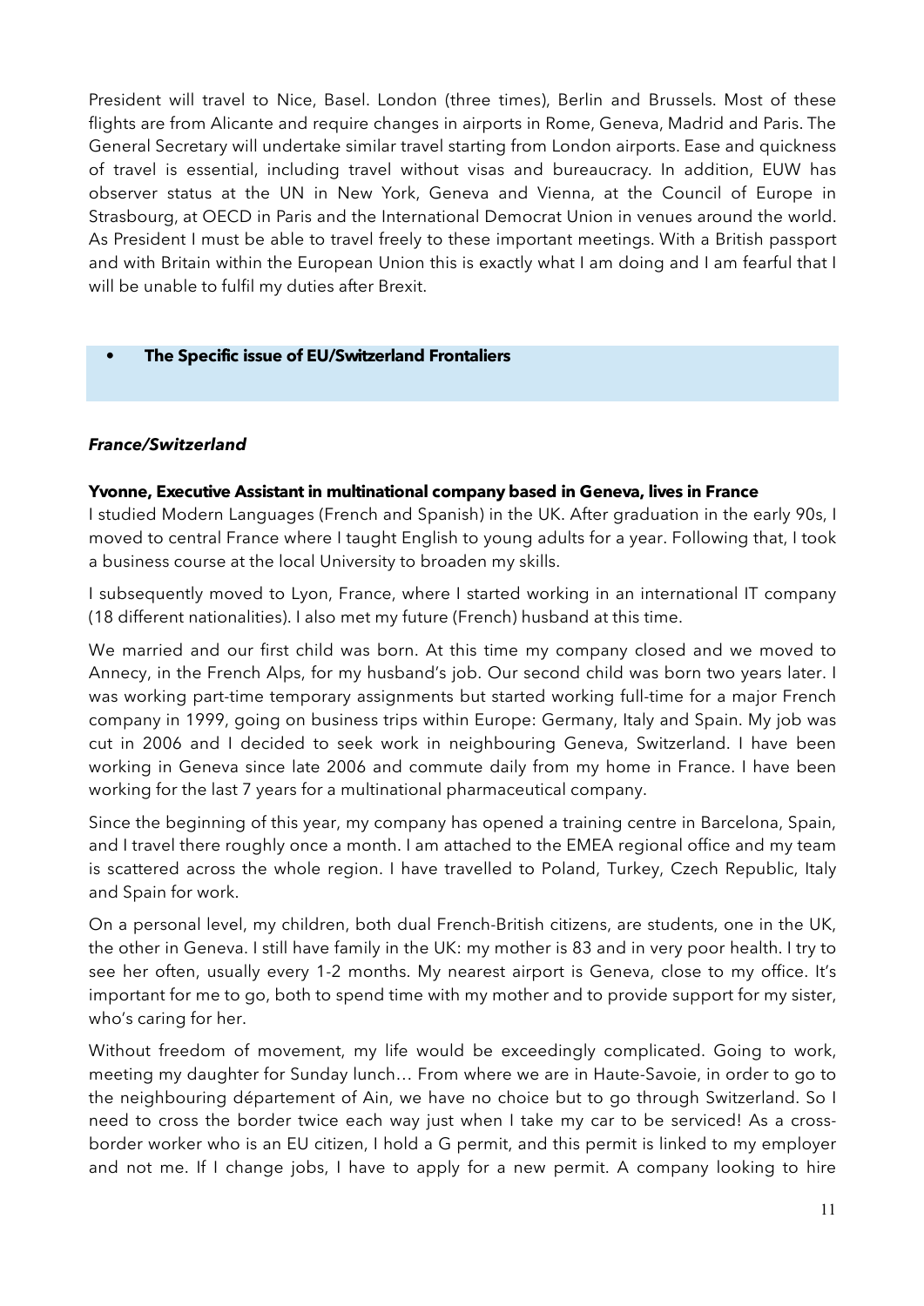President will travel to Nice, Basel. London (three times), Berlin and Brussels. Most of these flights are from Alicante and require changes in airports in Rome, Geneva, Madrid and Paris. The General Secretary will undertake similar travel starting from London airports. Ease and quickness of travel is essential, including travel without visas and bureaucracy. In addition, EUW has observer status at the UN in New York, Geneva and Vienna, at the Council of Europe in Strasbourg, at OECD in Paris and the International Democrat Union in venues around the world. As President I must be able to travel freely to these important meetings. With a British passport and with Britain within the European Union this is exactly what I am doing and I am fearful that I will be unable to fulfil my duties after Brexit.

- **The Specific issue of EU/Switzerland Frontaliers**

***France/Switzerland***

**Yvonne, Executive Assistant in multinational company based in Geneva, lives in France**

I studied Modern Languages (French and Spanish) in the UK. After graduation in the early 90s, I moved to central France where I taught English to young adults for a year. Following that, I took a business course at the local University to broaden my skills.

I subsequently moved to Lyon, France, where I started working in an international IT company (18 different nationalities). I also met my future (French) husband at this time.

We married and our first child was born. At this time my company closed and we moved to Annecy, in the French Alps, for my husband's job. Our second child was born two years later. I was working part-time temporary assignments but started working full-time for a major French company in 1999, going on business trips within Europe: Germany, Italy and Spain. My job was cut in 2006 and I decided to seek work in neighbouring Geneva, Switzerland. I have been working in Geneva since late 2006 and commute daily from my home in France. I have been working for the last 7 years for a multinational pharmaceutical company.

Since the beginning of this year, my company has opened a training centre in Barcelona, Spain, and I travel there roughly once a month. I am attached to the EMEA regional office and my team is scattered across the whole region. I have travelled to Poland, Turkey, Czech Republic, Italy and Spain for work.

On a personal level, my children, both dual French-British citizens, are students, one in the UK, the other in Geneva. I still have family in the UK: my mother is 83 and in very poor health. I try to see her often, usually every 1-2 months. My nearest airport is Geneva, close to my office. It's important for me to go, both to spend time with my mother and to provide support for my sister, who's caring for her.

Without freedom of movement, my life would be exceedingly complicated. Going to work, meeting my daughter for Sunday lunch… From where we are in Haute-Savoie, in order to go to the neighbouring département of Ain, we have no choice but to go through Switzerland. So I need to cross the border twice each way just when I take my car to be serviced! As a cross-border worker who is an EU citizen, I hold a G permit, and this permit is linked to my employer and not me. If I change jobs, I have to apply for a new permit. A company looking to hire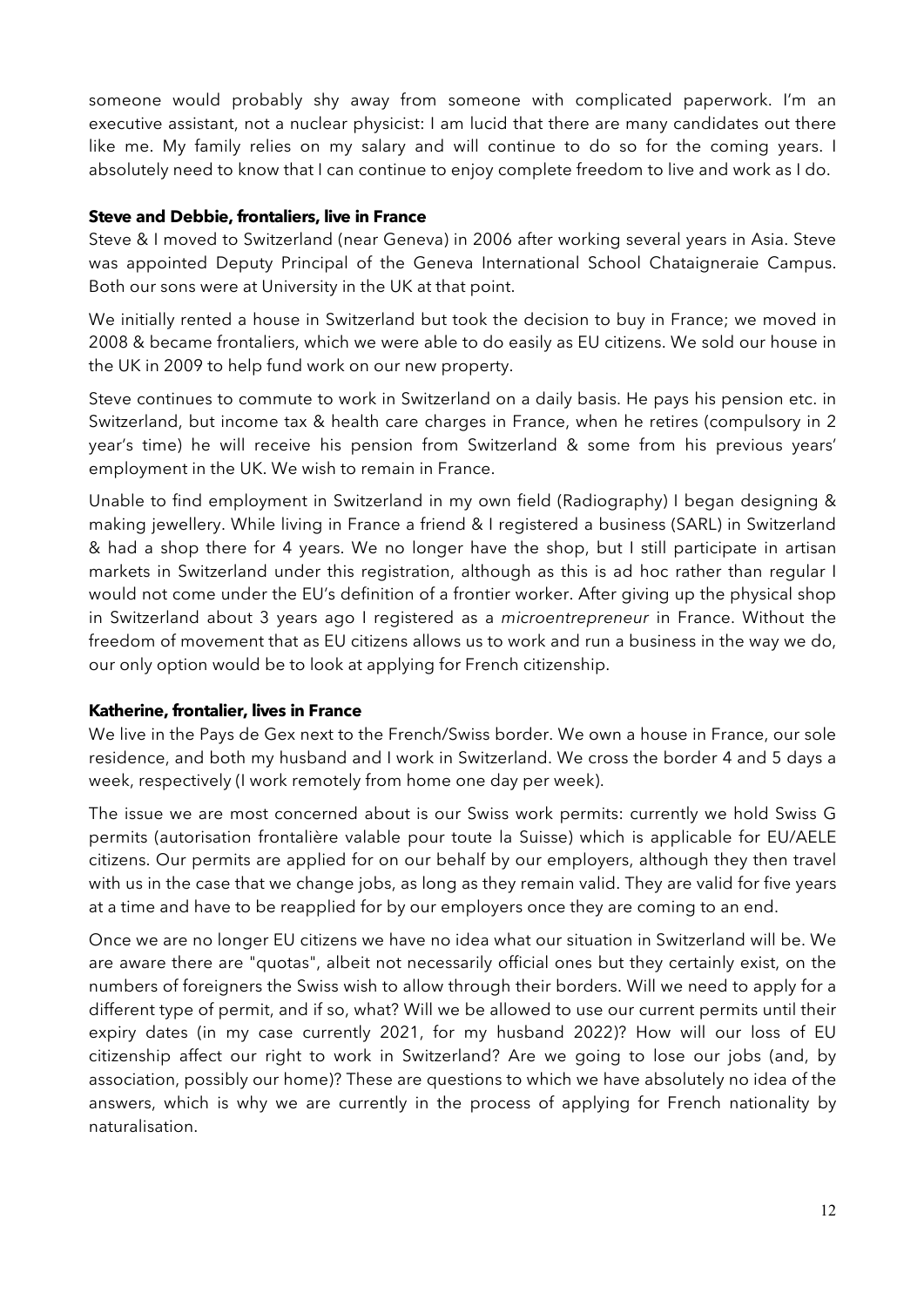someone would probably shy away from someone with complicated paperwork. I'm an executive assistant, not a nuclear physicist: I am lucid that there are many candidates out there like me. My family relies on my salary and will continue to do so for the coming years. I absolutely need to know that I can continue to enjoy complete freedom to live and work as I do.

**Steve and Debbie, frontaliers, live in France**

Steve & I moved to Switzerland (near Geneva) in 2006 after working several years in Asia. Steve was appointed Deputy Principal of the Geneva International School Chataigneraie Campus. Both our sons were at University in the UK at that point.

We initially rented a house in Switzerland but took the decision to buy in France; we moved in 2008 & became frontaliers, which we were able to do easily as EU citizens. We sold our house in the UK in 2009 to help fund work on our new property.

Steve continues to commute to work in Switzerland on a daily basis. He pays his pension etc. in Switzerland, but income tax & health care charges in France, when he retires (compulsory in 2 year's time) he will receive his pension from Switzerland & some from his previous years' employment in the UK. We wish to remain in France.

Unable to find employment in Switzerland in my own field (Radiography) I began designing & making jewellery. While living in France a friend & I registered a business (SARL) in Switzerland & had a shop there for 4 years. We no longer have the shop, but I still participate in artisan markets in Switzerland under this registration, although as this is ad hoc rather than regular I would not come under the EU's definition of a frontier worker. After giving up the physical shop in Switzerland about 3 years ago I registered as a *microentrepreneur* in France. Without the freedom of movement that as EU citizens allows us to work and run a business in the way we do, our only option would be to look at applying for French citizenship.

**Katherine, frontalier, lives in France**

We live in the Pays de Gex next to the French/Swiss border. We own a house in France, our sole residence, and both my husband and I work in Switzerland. We cross the border 4 and 5 days a week, respectively (I work remotely from home one day per week).

The issue we are most concerned about is our Swiss work permits: currently we hold Swiss G permits (autorisation frontalière valable pour toute la Suisse) which is applicable for EU/AELE citizens. Our permits are applied for on our behalf by our employers, although they then travel with us in the case that we change jobs, as long as they remain valid. They are valid for five years at a time and have to be reapplied for by our employers once they are coming to an end.

Once we are no longer EU citizens we have no idea what our situation in Switzerland will be. We are aware there are "quotas", albeit not necessarily official ones but they certainly exist, on the numbers of foreigners the Swiss wish to allow through their borders. Will we need to apply for a different type of permit, and if so, what? Will we be allowed to use our current permits until their expiry dates (in my case currently 2021, for my husband 2022)? How will our loss of EU citizenship affect our right to work in Switzerland? Are we going to lose our jobs (and, by association, possibly our home)? These are questions to which we have absolutely no idea of the answers, which is why we are currently in the process of applying for French nationality by naturalisation.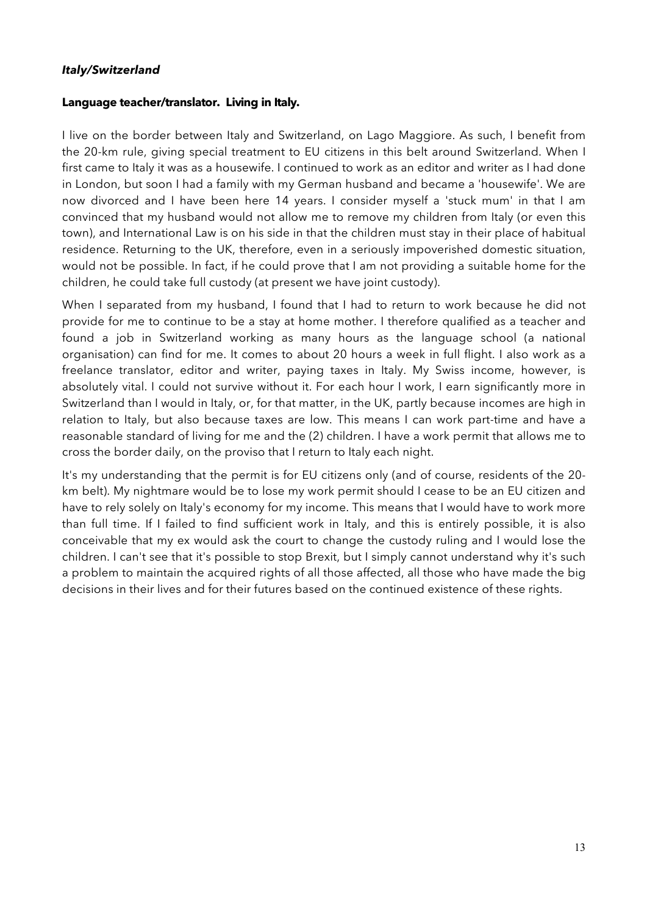***Italy/Switzerland***

**Language teacher/translator. Living in Italy.**

I live on the border between Italy and Switzerland, on Lago Maggiore. As such, I benefit from the 20-km rule, giving special treatment to EU citizens in this belt around Switzerland. When I first came to Italy it was as a housewife. I continued to work as an editor and writer as I had done in London, but soon I had a family with my German husband and became a 'housewife'. We are now divorced and I have been here 14 years. I consider myself a 'stuck mum' in that I am convinced that my husband would not allow me to remove my children from Italy (or even this town), and International Law is on his side in that the children must stay in their place of habitual residence. Returning to the UK, therefore, even in a seriously impoverished domestic situation, would not be possible. In fact, if he could prove that I am not providing a suitable home for the children, he could take full custody (at present we have joint custody).

When I separated from my husband, I found that I had to return to work because he did not provide for me to continue to be a stay at home mother. I therefore qualified as a teacher and found a job in Switzerland working as many hours as the language school (a national organisation) can find for me. It comes to about 20 hours a week in full flight. I also work as a freelance translator, editor and writer, paying taxes in Italy. My Swiss income, however, is absolutely vital. I could not survive without it. For each hour I work, I earn significantly more in Switzerland than I would in Italy, or, for that matter, in the UK, partly because incomes are high in relation to Italy, but also because taxes are low. This means I can work part-time and have a reasonable standard of living for me and the (2) children. I have a work permit that allows me to cross the border daily, on the proviso that I return to Italy each night.

It's my understanding that the permit is for EU citizens only (and of course, residents of the 20-km belt). My nightmare would be to lose my work permit should I cease to be an EU citizen and have to rely solely on Italy's economy for my income. This means that I would have to work more than full time. If I failed to find sufficient work in Italy, and this is entirely possible, it is also conceivable that my ex would ask the court to change the custody ruling and I would lose the children. I can't see that it's possible to stop Brexit, but I simply cannot understand why it's such a problem to maintain the acquired rights of all those affected, all those who have made the big decisions in their lives and for their futures based on the continued existence of these rights.